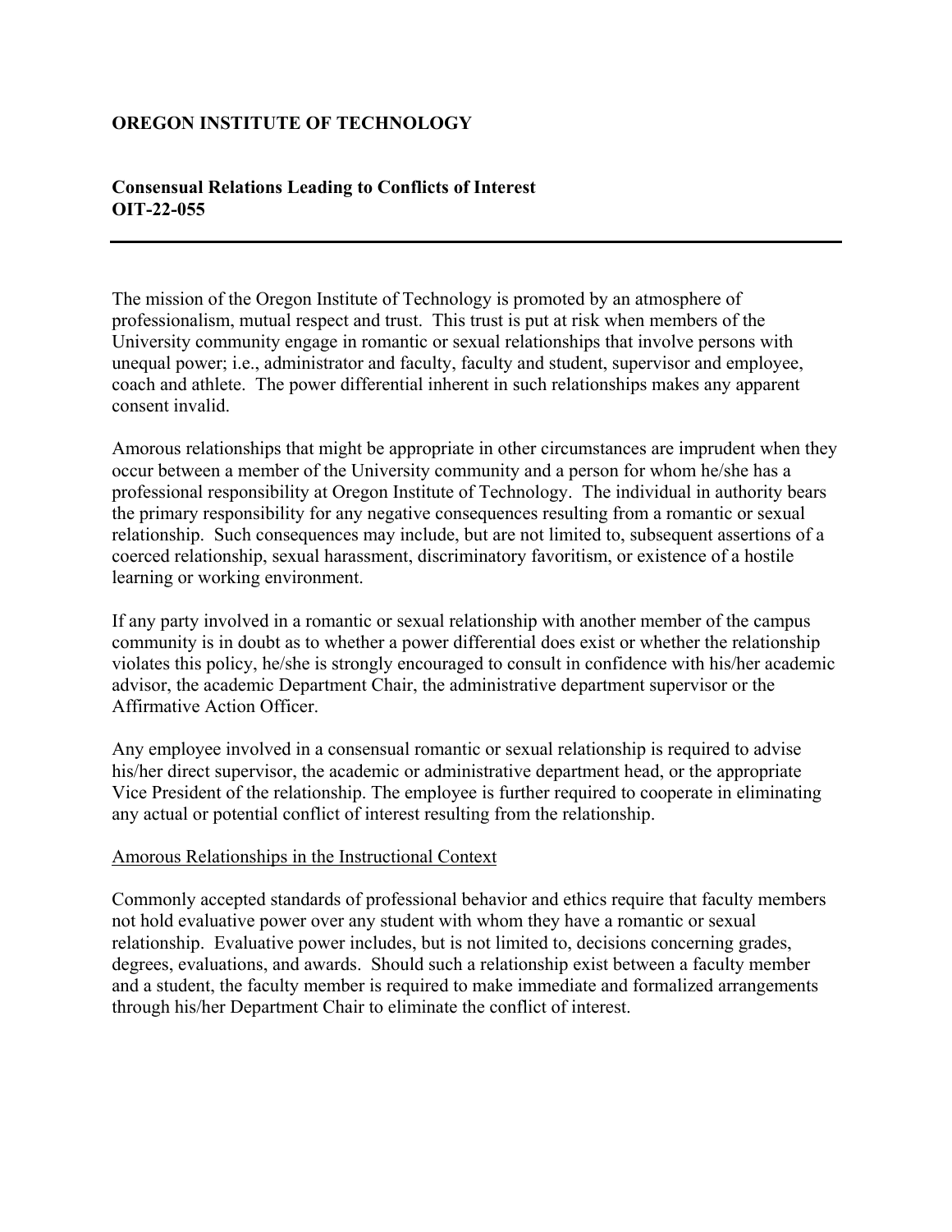**OREGON INSTITUTE OF TECHNOLOGY**

**Consensual Relations Leading to Conflicts of Interest**
**OIT-22-055**

---

The mission of the Oregon Institute of Technology is promoted by an atmosphere of professionalism, mutual respect and trust. This trust is put at risk when members of the University community engage in romantic or sexual relationships that involve persons with unequal power; i.e., administrator and faculty, faculty and student, supervisor and employee, coach and athlete. The power differential inherent in such relationships makes any apparent consent invalid.

Amorous relationships that might be appropriate in other circumstances are imprudent when they occur between a member of the University community and a person for whom he/she has a professional responsibility at Oregon Institute of Technology. The individual in authority bears the primary responsibility for any negative consequences resulting from a romantic or sexual relationship. Such consequences may include, but are not limited to, subsequent assertions of a coerced relationship, sexual harassment, discriminatory favoritism, or existence of a hostile learning or working environment.

If any party involved in a romantic or sexual relationship with another member of the campus community is in doubt as to whether a power differential does exist or whether the relationship violates this policy, he/she is strongly encouraged to consult in confidence with his/her academic advisor, the academic Department Chair, the administrative department supervisor or the Affirmative Action Officer.

Any employee involved in a consensual romantic or sexual relationship is required to advise his/her direct supervisor, the academic or administrative department head, or the appropriate Vice President of the relationship. The employee is further required to cooperate in eliminating any actual or potential conflict of interest resulting from the relationship.

<u>Amorous Relationships in the Instructional Context</u>

Commonly accepted standards of professional behavior and ethics require that faculty members not hold evaluative power over any student with whom they have a romantic or sexual relationship. Evaluative power includes, but is not limited to, decisions concerning grades, degrees, evaluations, and awards. Should such a relationship exist between a faculty member and a student, the faculty member is required to make immediate and formalized arrangements through his/her Department Chair to eliminate the conflict of interest.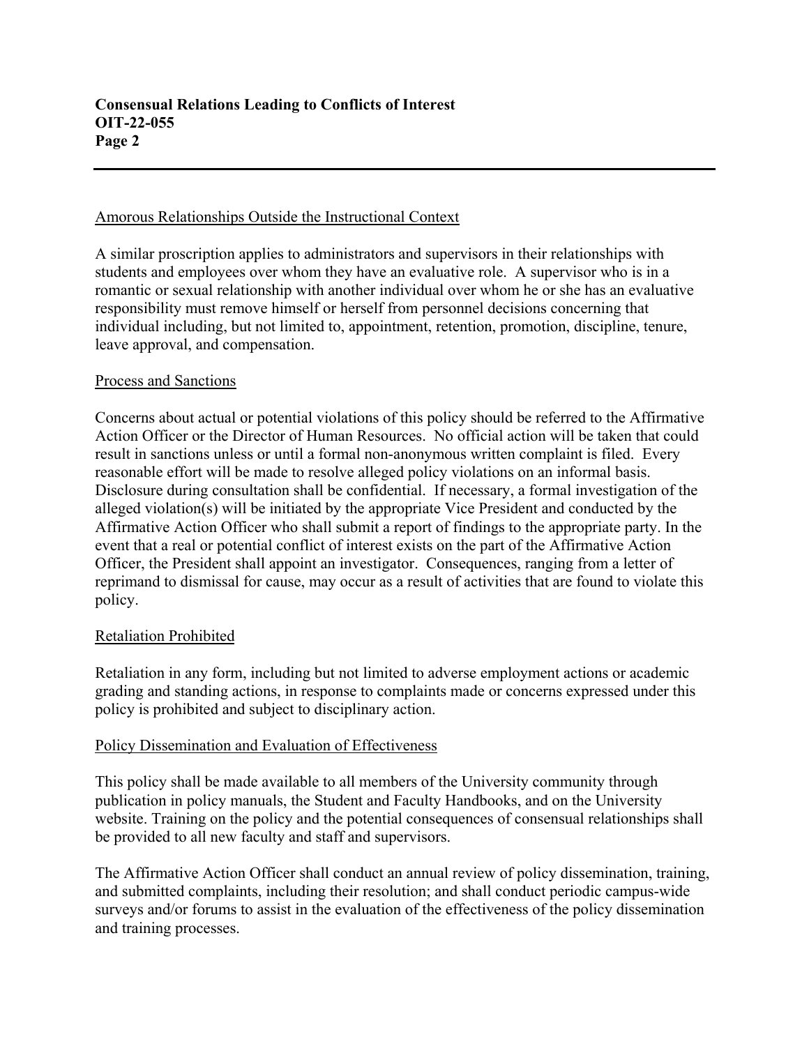## Amorous Relationships Outside the Instructional Context

A similar proscription applies to administrators and supervisors in their relationships with students and employees over whom they have an evaluative role. A supervisor who is in a romantic or sexual relationship with another individual over whom he or she has an evaluative responsibility must remove himself or herself from personnel decisions concerning that individual including, but not limited to, appointment, retention, promotion, discipline, tenure, leave approval, and compensation.

## Process and Sanctions

Concerns about actual or potential violations of this policy should be referred to the Affirmative Action Officer or the Director of Human Resources. No official action will be taken that could result in sanctions unless or until a formal non-anonymous written complaint is filed. Every reasonable effort will be made to resolve alleged policy violations on an informal basis. Disclosure during consultation shall be confidential. If necessary, a formal investigation of the alleged violation(s) will be initiated by the appropriate Vice President and conducted by the Affirmative Action Officer who shall submit a report of findings to the appropriate party. In the event that a real or potential conflict of interest exists on the part of the Affirmative Action Officer, the President shall appoint an investigator. Consequences, ranging from a letter of reprimand to dismissal for cause, may occur as a result of activities that are found to violate this policy.

## Retaliation Prohibited

Retaliation in any form, including but not limited to adverse employment actions or academic grading and standing actions, in response to complaints made or concerns expressed under this policy is prohibited and subject to disciplinary action.

## Policy Dissemination and Evaluation of Effectiveness

This policy shall be made available to all members of the University community through publication in policy manuals, the Student and Faculty Handbooks, and on the University website. Training on the policy and the potential consequences of consensual relationships shall be provided to all new faculty and staff and supervisors.

The Affirmative Action Officer shall conduct an annual review of policy dissemination, training, and submitted complaints, including their resolution; and shall conduct periodic campus-wide surveys and/or forums to assist in the evaluation of the effectiveness of the policy dissemination and training processes.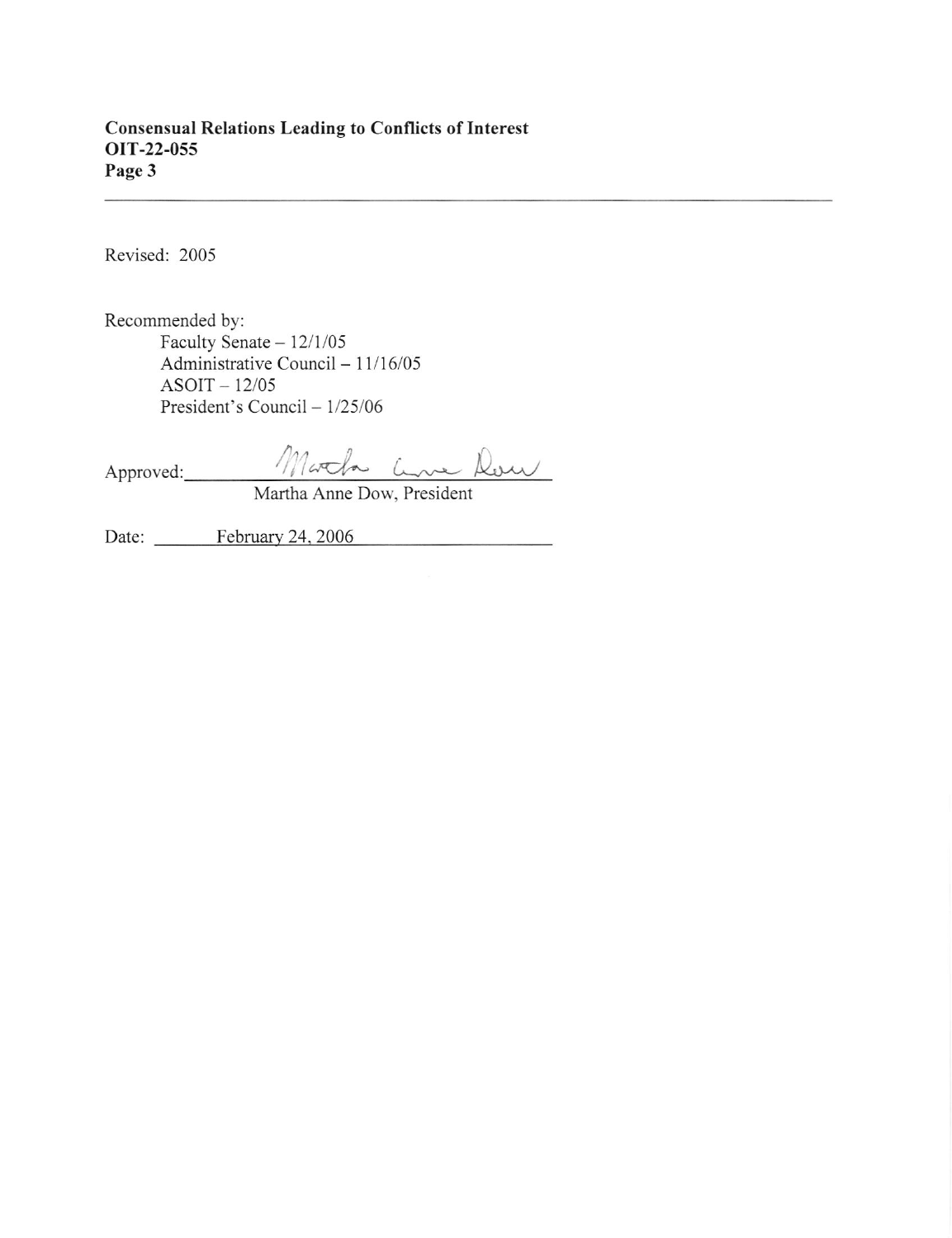Revised: 2005

Recommended by:

Faculty Senate – 12/1/05
Administrative Council – 11/16/05
ASOIT – 12/05
President's Council – 1/25/06

Approved: Martha Anne Dow
Martha Anne Dow, President

Date: February 24, 2006